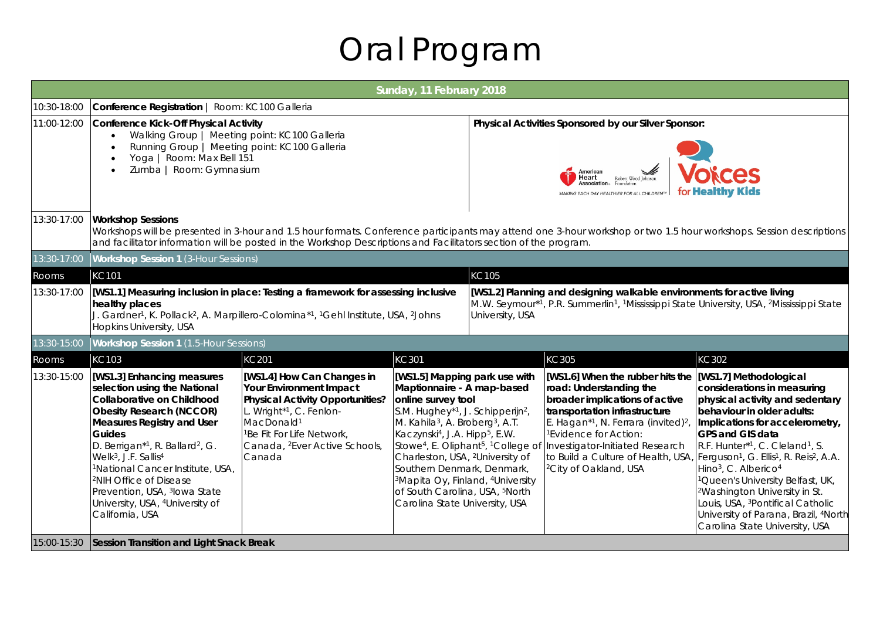# Oral Program

| Sunday, 11 February 2018 | | | | | |
|---|---|---|---|---|---|
| 10:30-18:00 | **Conference Registration** \| Room: KC100 Galleria | | | | |
| 11:00-12:00 | **Conference Kick-Off Physical Activity**<br>• Walking Group \| Meeting point: KC100 Galleria<br>• Running Group \| Meeting point: KC100 Galleria<br>• Yoga \| Room: Max Bell 151<br>• Zumba \| Room: Gymnasium | | | **Physical Activities Sponsored by our Silver Sponsor:**<br>American Heart Association. Robert Wood Johnson Foundation. MAKING EACH DAY HEALTHIER FOR ALL CHILDREN™ Voices for Healthy Kids | |
| 13:30-17:00 | **Workshop Sessions**<br>Workshops will be presented in 3-hour and 1.5 hour formats. Conference participants may attend one 3-hour workshop or two 1.5 hour workshops. Session descriptions and facilitator information will be posted in the Workshop Descriptions and Facilitators section of the program. | | | | |
| 13:30-17:00 | **Workshop Session 1** (3-Hour Sessions) | | | | |
| Rooms | KC101 | | | KC105 | |
| 13:30-17:00 | **[WS1.1] Measuring inclusion in place: Testing a framework for assessing inclusive healthy places**<br>J. Gardner[1], K. Pollack[2], A. Marpillero-Colomina*[1], [1]Gehl Institute, USA, [2]Johns Hopkins University, USA | | | **[WS1.2] Planning and designing walkable environments for active living**<br>M.W. Seymour*[1], P.R. Summerlin[1], [1]Mississippi State University, USA, [2]Mississippi State University, USA | |
| 13:30-15:00 | **Workshop Session 1** (1.5-Hour Sessions) | | | | |
| Rooms | KC103 | KC201 | KC301 | KC305 | KC302 |
| 13:30-15:00 | **[WS1.3] Enhancing measures selection using the National Collaborative on Childhood Obesity Research (NCCOR) Measures Registry and User Guides**<br>D. Berrigan*[1], R. Ballard[2], G. Welk[3], J.F. Sallis[4]<br>[1]National Cancer Institute, USA, [2]NIH Office of Disease Prevention, USA, [3]Iowa State University, USA, [4]University of California, USA | **[WS1.4] How Can Changes in Your Environment Impact Physical Activity Opportunities?**<br>L. Wright*[1], C. Fenlon-MacDonald[1]<br>[1]Be Fit For Life Network, Canada, [2]Ever Active Schools, Canada | **[WS1.5] Mapping park use with Maptionnaire - A map-based online survey tool**<br>S.M. Hughey*[1], J. Schipperijn[2], M. Kahila[3], A. Broberg[3], A.T. Kaczynski[4], J.A. Hipp[5], E.W. Stowe[4], E. Oliphant[5], [1]College of Charleston, USA, [2]University of Southern Denmark, Denmark, [3]Mapita Oy, Finland, [4]University of South Carolina, USA, [5]North Carolina State University, USA | **[WS1.6] When the rubber hits the road: Understanding the broader implications of active transportation infrastructure**<br>E. Hagan*[1], N. Ferrara (invited)[2], [1]Evidence for Action: Investigator-Initiated Research to Build a Culture of Health, USA, [2]City of Oakland, USA | **[WS1.7] Methodological considerations in measuring physical activity and sedentary behaviour in older adults: Implications for accelerometry, GPS and GIS data**<br>R.F. Hunter*[1], C. Cleland[1], S. Ferguson[1], G. Ellis[1], R. Reis[2], A.A. Hino[3], C. Alberico[4]<br>[1]Queen's University Belfast, UK, [2]Washington University in St. Louis, USA, [3]Pontifical Catholic University of Parana, Brazil, [4]North Carolina State University, USA |
| 15:00-15:30 | **Session Transition and Light Snack Break** | | | | |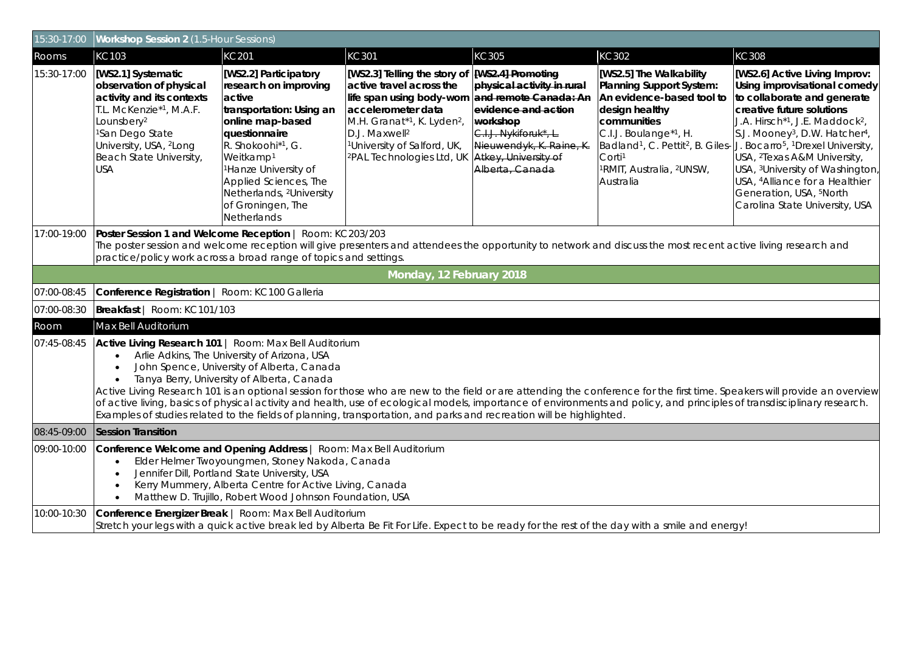| 15:30-17:00 | **Workshop Session 2** (1.5-Hour Sessions) | | | | | |
|---|---|---|---|---|---|---|
| Rooms | KC 103 | KC 201 | KC 301 | KC 305 | KC 302 | KC 308 |
| 15:30-17:00 | **[WS2.1] Systematic observation of physical activity and its contexts** T.L. McKenzie*[1], M.A.F. Lounsbery[2] [1]San Dego State University, USA, [2]Long Beach State University, USA | **[WS2.2] Participatory research on improving active transportation: Using an online map-based questionnaire** R. Shokoohi*[1], G. Weitkamp[1] [1]Hanze University of Applied Sciences, The Netherlands, [2]University of Groningen, The Netherlands | **[WS2.3] Telling the story of active travel across the life span using body-worn accelerometer data** M.H. Granat*[1], K. Lyden[2], D.J. Maxwell[2] [1]University of Salford, UK, [2]PAL Technologies Ltd, UK | ~~**[WS2.4] Promoting physical activity in rural and remote Canada: An evidence and action workshop** C.I.J. Nykiforuk*, L. Nieuwendyk, K. Raine, K. Atkey, University of Alberta, Canada~~ | **[WS2.5] The Walkability Planning Support System: An evidence-based tool to design healthy communities** C.I.J. Boulange*[1], H. Badland[1], C. Pettit[2], B. Giles-Corti[1] [1]RMIT, Australia, [2]UNSW, Australia | **[WS2.6] Active Living Improv: Using improvisational comedy to collaborate and generate creative future solutions** J.A. Hirsch*[1], J.E. Maddock[2], S.J. Mooney[3], D.W. Hatcher[4], J. Bocarro[5], [1]Drexel University, USA, [2]Texas A&M University, USA, [3]University of Washington, USA, [4]Alliance for a Healthier Generation, USA, [5]North Carolina State University, USA |
| 17:00-19:00 | **Poster Session 1 and Welcome Reception** \| Room: KC 203/203 The poster session and welcome reception will give presenters and attendees the opportunity to network and discuss the most recent active living research and practice/policy work across a broad range of topics and settings. | | | | | |
| | **Monday, 12 February 2018** | | | | | |
| 07:00-08:45 | **Conference Registration** \| Room: KC 100 Galleria | | | | | |
| 07:00-08:30 | **Breakfast** \| Room: KC 101/103 | | | | | |
| Room | Max Bell Auditorium | | | | | |
| 07:45-08:45 | **Active Living Research 101** \| Room: Max Bell Auditorium • Arlie Adkins, The University of Arizona, USA • John Spence, University of Alberta, Canada • Tanya Berry, University of Alberta, Canada Active Living Research 101 is an optional session for those who are new to the field or are attending the conference for the first time. Speakers will provide an overview of active living, basics of physical activity and health, use of ecological models, importance of environments and policy, and principles of transdisciplinary research. Examples of studies related to the fields of planning, transportation, and parks and recreation will be highlighted. | | | | | |
| 08:45-09:00 | **Session Transition** | | | | | |
| 09:00-10:00 | **Conference Welcome and Opening Address** \| Room: Max Bell Auditorium • Elder Helmer Twoyoungmen, Stoney Nakoda, Canada • Jennifer Dill, Portland State University, USA • Kerry Mummery, Alberta Centre for Active Living, Canada • Matthew D. Trujillo, Robert Wood Johnson Foundation, USA | | | | | |
| 10:00-10:30 | **Conference Energizer Break** \| Room: Max Bell Auditorium Stretch your legs with a quick active break led by Alberta Be Fit For Life. Expect to be ready for the rest of the day with a smile and energy! | | | | | |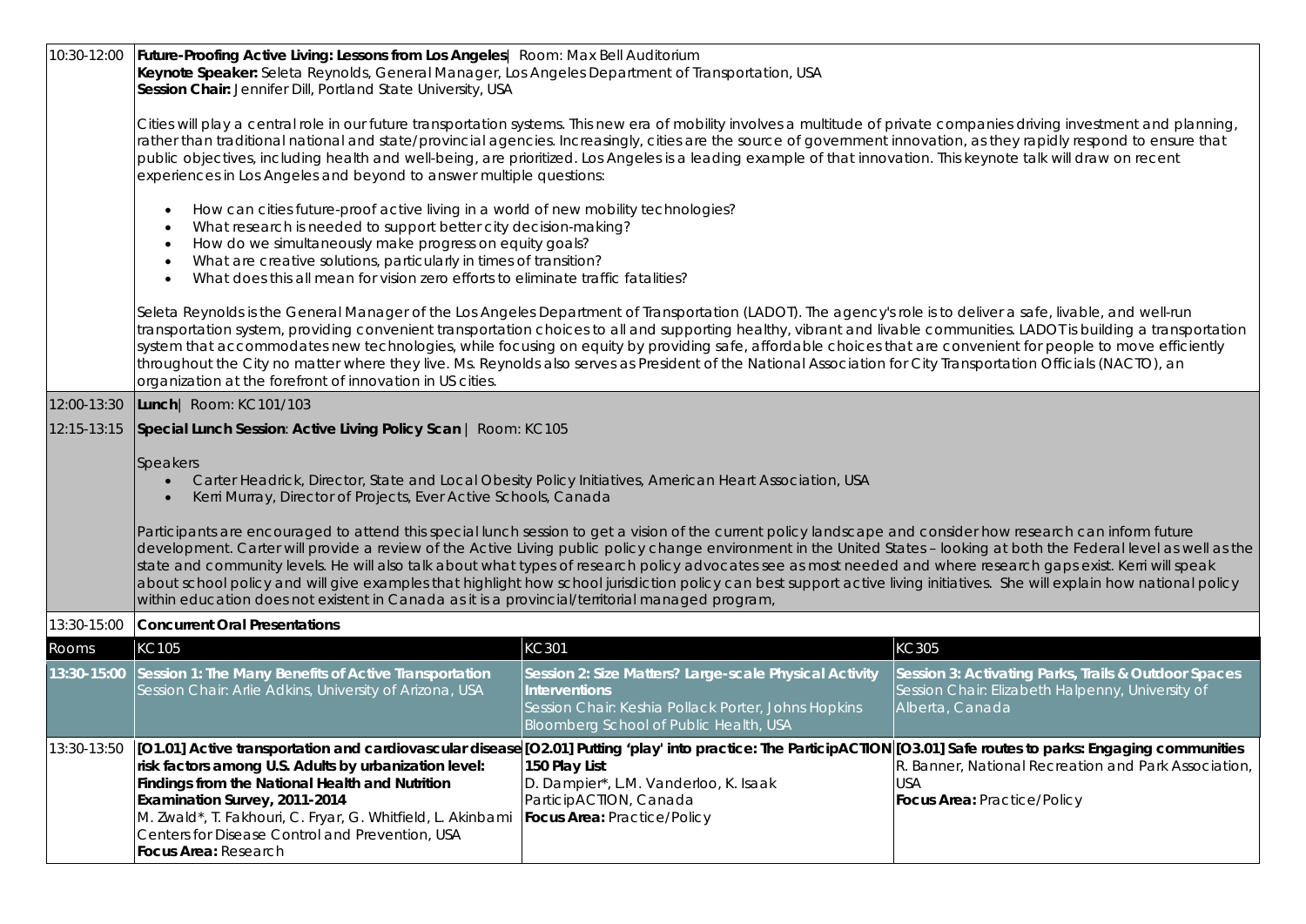| | | | |
|---|---|---|---|
| 10:30-12:00 | **Future-Proofing Active Living: Lessons from Los Angeles**\| Room: Max Bell Auditorium<br>**Keynote Speaker:** Seleta Reynolds, General Manager, Los Angeles Department of Transportation, USA<br>**Session Chair:** Jennifer Dill, Portland State University, USA<br><br>Cities will play a central role in our future transportation systems. This new era of mobility involves a multitude of private companies driving investment and planning, rather than traditional national and state/provincial agencies. Increasingly, cities are the source of government innovation, as they rapidly respond to ensure that public objectives, including health and well-being, are prioritized. Los Angeles is a leading example of that innovation. This keynote talk will draw on recent experiences in Los Angeles and beyond to answer multiple questions:<br><br>• How can cities future-proof active living in a world of new mobility technologies?<br>• What research is needed to support better city decision-making?<br>• How do we simultaneously make progress on equity goals?<br>• What are creative solutions, particularly in times of transition?<br>• What does this all mean for vision zero efforts to eliminate traffic fatalities?<br><br>Seleta Reynolds is the General Manager of the Los Angeles Department of Transportation (LADOT). The agency's role is to deliver a safe, livable, and well-run transportation system, providing convenient transportation choices to all and supporting healthy, vibrant and livable communities. LADOT is building a transportation system that accommodates new technologies, while focusing on equity by providing safe, affordable choices that are convenient for people to move efficiently throughout the City no matter where they live. Ms. Reynolds also serves as President of the National Association for City Transportation Officials (NACTO), an organization at the forefront of innovation in US cities. | | |
| 12:00-13:30 | **Lunch**\| Room: KC101/103 | | |
| 12:15-13:15 | **Special Lunch Session**: **Active Living Policy Scan** \| Room: KC105<br><br>Speakers<br>• Carter Headrick, Director, State and Local Obesity Policy Initiatives, American Heart Association, USA<br>• Kerri Murray, Director of Projects, Ever Active Schools, Canada<br><br>Participants are encouraged to attend this special lunch session to get a vision of the current policy landscape and consider how research can inform future development. Carter will provide a review of the Active Living public policy change environment in the United States – looking at both the Federal level as well as the state and community levels. He will also talk about what types of research policy advocates see as most needed and where research gaps exist. Kerri will speak about school policy and will give examples that highlight how school jurisdiction policy can best support active living initiatives. She will explain how national policy within education does not existent in Canada as it is a provincial/territorial managed program, | | |
| 13:30-15:00 | **Concurrent Oral Presentations** | | |
| Rooms | KC105 | KC301 | KC305 |
| **13:30-15:00** | **Session 1: The Many Benefits of Active Transportation**<br>Session Chair: Arlie Adkins, University of Arizona, USA | **Session 2: Size Matters? Large-scale Physical Activity Interventions**<br>Session Chair: Keshia Pollack Porter, Johns Hopkins Bloomberg School of Public Health, USA | **Session 3: Activating Parks, Trails & Outdoor Spaces**<br>Session Chair: Elizabeth Halpenny, University of Alberta, Canada |
| 13:30-13:50 | **[O1.01] Active transportation and cardiovascular disease risk factors among U.S. Adults by urbanization level: Findings from the National Health and Nutrition Examination Survey, 2011-2014**<br>M. Zwald*, T. Fakhouri, C. Fryar, G. Whitfield, L. Akinbami<br>Centers for Disease Control and Prevention, USA<br>**Focus Area:** Research | **[O2.01] Putting 'play' into practice: The ParticipACTION 150 Play List**<br>D. Dampier*, L.M. Vanderloo, K. Isaak<br>ParticipACTION, Canada<br>**Focus Area:** Practice/Policy | **[O3.01] Safe routes to parks: Engaging communities**<br>R. Banner, National Recreation and Park Association, USA<br>**Focus Area:** Practice/Policy |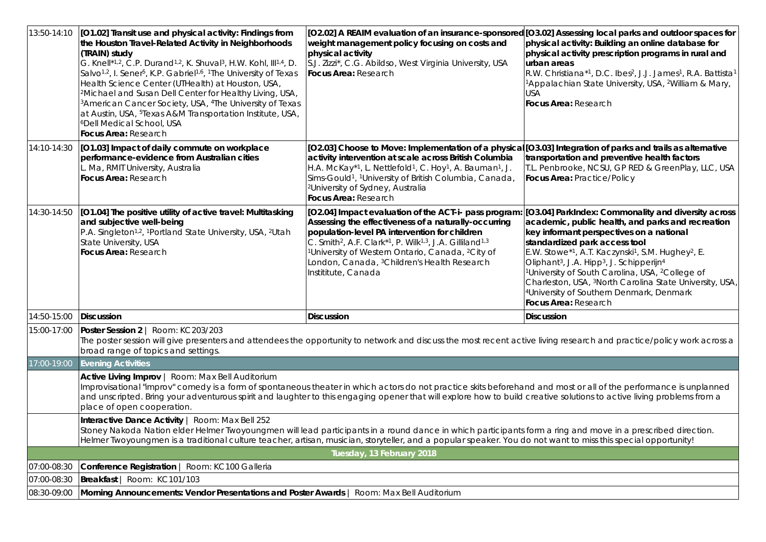| | | | |
|---|---|---|---|
| 13:50-14:10 | **[O1.02] Transit use and physical activity: Findings from the Houston Travel-Related Activity in Neighborhoods (TRAIN) study**<br>G. Knell*[1,2], C.P. Durand[1,2], K. Shuval[3], H.W. Kohl, III[1,4], D. Salvo[1,2], I. Sener[5], K.P. Gabriel[1,6], [1]The University of Texas Health Science Center (UTHealth) at Houston, USA, [2]Michael and Susan Dell Center for Healthy Living, USA, [3]American Cancer Society, USA, [4]The University of Texas at Austin, USA, [5]Texas A&M Transportation Institute, USA, [6]Dell Medical School, USA<br>**Focus Area:** Research | **[O2.02] A REAIM evaluation of an insurance-sponsored weight management policy focusing on costs and physical activity**<br>S.J. Zizzi*, C.G. Abildso, West Virginia University, USA<br>**Focus Area:** Research | **[O3.02] Assessing local parks and outdoor spaces for physical activity: Building an online database for physical activity prescription programs in rural and urban areas**<br>R.W. Christiana*[1], D.C. Ibes[2], J.J. James[1], R.A. Battista[1] [1]Appalachian State University, USA, [2]William & Mary, USA<br>**Focus Area:** Research |
| 14:10-14:30 | **[O1.03] Impact of daily commute on workplace performance-evidence from Australian cities**<br>L. Ma, RMIT University, Australia<br>**Focus Area:** Research | **[O2.03] Choose to Move: Implementation of a physical activity intervention at scale across British Columbia**<br>H.A. McKay*[1], L. Nettlefold[1], C. Hoy[1], A. Bauman[1], J. Sims-Gould[1], [1]University of British Columbia, Canada, [2]University of Sydney, Australia<br>**Focus Area:** Research | **[O3.03] Integration of parks and trails as alternative transportation and preventive health factors**<br>T.L. Penbrooke, NCSU, GP RED & GreenPlay, LLC, USA<br>**Focus Area:** Practice/Policy |
| 14:30-14:50 | **[O1.04] The positive utility of active travel: Multitasking and subjective well-being**<br>P.A. Singleton[1,2], [1]Portland State University, USA, [2]Utah State University, USA<br>**Focus Area:** Research | **[O2.04] Impact evaluation of the ACT-i- pass program: Assessing the effectiveness of a naturally-occurring population-level PA intervention for children**<br>C. Smith[2], A.F. Clark*[1], P. Wilk[1,3], J.A. Gilliland[1,3] [1]University of Western Ontario, Canada, [2]City of London, Canada, [3]Children's Health Research Instititute, Canada | **[O3.04] ParkIndex: Commonality and diversity across academic, public health, and parks and recreation key informant perspectives on a national standardized park access tool**<br>E.W. Stowe*[1], A.T. Kaczynski[1], S.M. Hughey[2], E. Oliphant[3], J.A. Hipp[3], J. Schipperijn[4] [1]University of South Carolina, USA, [2]College of Charleston, USA, [3]North Carolina State University, USA, [4]University of Southern Denmark, Denmark<br>**Focus Area:** Research |
| 14:50-15:00 | **Discussion** | **Discussion** | **Discussion** |
| 15:00-17:00 | **Poster Session 2** \| Room: KC 203/203<br>The poster session will give presenters and attendees the opportunity to network and discuss the most recent active living research and practice/policy work across a broad range of topics and settings. | | |
| 17:00-19:00 | **Evening Activities** | | |
| | **Active Living Improv** \| Room: Max Bell Auditorium<br>Improvisational "improv" comedy is a form of spontaneous theater in which actors do not practice skits beforehand and most or all of the performance is unplanned and unscripted. Bring your adventurous spirit and laughter to this engaging opener that will explore how to build creative solutions to active living problems from a place of open cooperation. | | |
| | **Interactive Dance Activity** \| Room: Max Bell 252<br>Stoney Nakoda Nation elder Helmer Twoyoungmen will lead participants in a round dance in which participants form a ring and move in a prescribed direction. Helmer Twoyoungmen is a traditional culture teacher, artisan, musician, storyteller, and a popular speaker. You do not want to miss this special opportunity! | | |
| **Tuesday, 13 February 2018** | | | |
| 07:00-08:30 | **Conference Registration** \| Room: KC 100 Galleria | | |
| 07:00-08:30 | **Breakfast** \| Room: KC 101/103 | | |
| 08:30-09:00 | **Morning Announcements: Vendor Presentations and Poster Awards** \| Room: Max Bell Auditorium | | |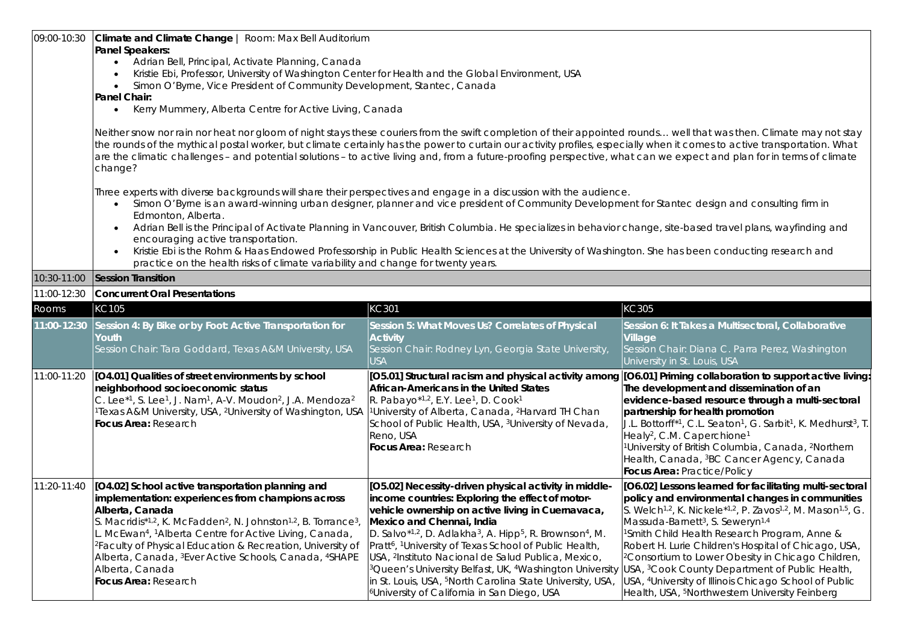| | |
|---|---|
| 09:00-10:30 | **Climate and Climate Change** \| Room: Max Bell Auditorium |

**Panel Speakers:**

- Adrian Bell, Principal, Activate Planning, Canada
- Kristie Ebi, Professor, University of Washington Center for Health and the Global Environment, USA
- Simon O'Byrne, Vice President of Community Development, Stantec, Canada

**Panel Chair:**

- Kerry Mummery, Alberta Centre for Active Living, Canada

Neither snow nor rain nor heat nor gloom of night stays these couriers from the swift completion of their appointed rounds… well that was then. Climate may not stay the rounds of the mythical postal worker, but climate certainly has the power to curtain our activity profiles, especially when it comes to active transportation. What are the climatic challenges – and potential solutions – to active living and, from a future-proofing perspective, what can we expect and plan for in terms of climate change?

Three experts with diverse backgrounds will share their perspectives and engage in a discussion with the audience.

- Simon O'Byrne is an award-winning urban designer, planner and vice president of Community Development for Stantec design and consulting firm in Edmonton, Alberta.
- Adrian Bell is the Principal of Activate Planning in Vancouver, British Columbia. He specializes in behavior change, site-based travel plans, wayfinding and encouraging active transportation.
- Kristie Ebi is the Rohm & Haas Endowed Professorship in Public Health Sciences at the University of Washington. She has been conducting research and practice on the health risks of climate variability and change for twenty years.

| | |
|---|---|
| 10:30-11:00 | **Session Transition** |
| 11:00-12:30 | **Concurrent Oral Presentations** |

| Rooms | KC 105 | KC 301 | KC 305 |
|---|---|---|---|
| 11:00-12:30 | **Session 4: By Bike or by Foot: Active Transportation for Youth**<br>Session Chair: Tara Goddard, Texas A&M University, USA | **Session 5: What Moves Us? Correlates of Physical Activity**<br>Session Chair: Rodney Lyn, Georgia State University, USA | **Session 6: It Takes a Multisectoral, Collaborative Village**<br>Session Chair: Diana C. Parra Perez, Washington University in St. Louis, USA |
| 11:00-11:20 | **[O4.01] Qualities of street environments by school neighborhood socioeconomic status**<br>C. Lee*[1], S. Lee[1], J. Nam[1], A-V. Moudon[2], J.A. Mendoza[2]<br>[1]Texas A&M University, USA, [2]University of Washington, USA<br>**Focus Area:** Research | **[O5.01] Structural racism and physical activity among African-Americans in the United States**<br>R. Pabayo*[1,2], E.Y. Lee[1], D. Cook[1]<br>[1]University of Alberta, Canada, [2]Harvard TH Chan School of Public Health, USA, [3]University of Nevada, Reno, USA<br>**Focus Area:** Research | **[O6.01] Priming collaboration to support active living: The development and dissemination of an evidence-based resource through a multi-sectoral partnership for health promotion**<br>J.L. Bottorff*[1], C.L. Seaton[1], G. Sarbit[1], K. Medhurst[3], T. Healy[2], C.M. Caperchione[1]<br>[1]University of British Columbia, Canada, [2]Northern Health, Canada, [3]BC Cancer Agency, Canada<br>**Focus Area:** Practice/Policy |
| 11:20-11:40 | **[O4.02] School active transportation planning and implementation: experiences from champions across Alberta, Canada**<br>S. Macridis*[1,2], K. McFadden[2], N. Johnston[1,2], B. Torrance[3], L. McEwan[4], [1]Alberta Centre for Active Living, Canada, [2]Faculty of Physical Education & Recreation, University of Alberta, Canada, [3]Ever Active Schools, Canada, [4]SHAPE Alberta, Canada<br>**Focus Area:** Research | **[O5.02] Necessity-driven physical activity in middle-income countries: Exploring the effect of motor-vehicle ownership on active living in Cuernavaca, Mexico and Chennai, India**<br>D. Salvo*[1,2], D. Adlakha[3], A. Hipp[5], R. Brownson[4], M. Pratt[6], [1]University of Texas School of Public Health, USA, [2]Instituto Nacional de Salud Publica, Mexico, [3]Queen's University Belfast, UK, [4]Washington University in St. Louis, USA, [5]North Carolina State University, USA, [6]University of California in San Diego, USA | **[O6.02] Lessons learned for facilitating multi-sectoral policy and environmental changes in communities**<br>S. Welch[1,2], K. Nickele*[1,2], P. Zavos[1,2], M. Mason[1,5], G. Massuda-Barnett[3], S. Seweryn[1,4]<br>[1]Smith Child Health Research Program, Anne & Robert H. Lurie Children's Hospital of Chicago, USA, [2]Consortium to Lower Obesity in Chicago Children, USA, [3]Cook County Department of Public Health, USA, [4]University of Illinois Chicago School of Public Health, USA, [5]Northwestern University Feinberg |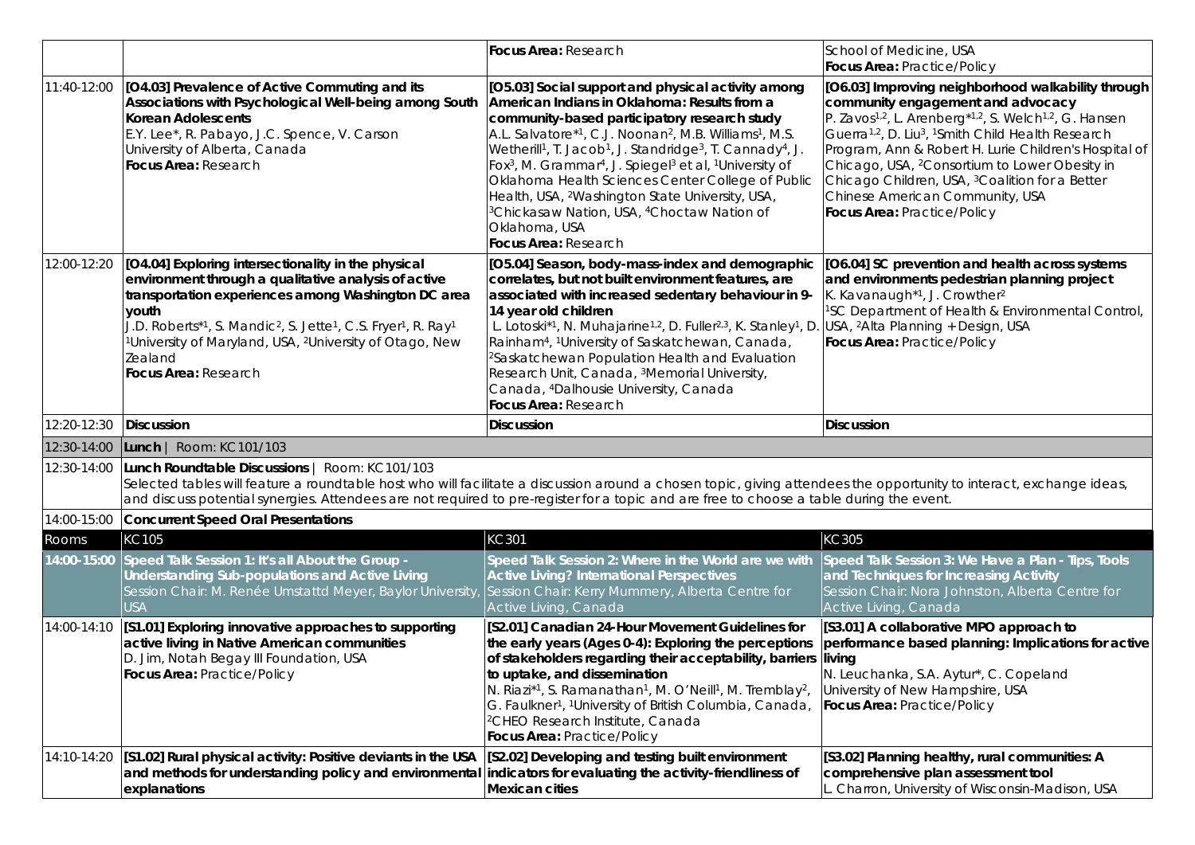| | | | |
|---|---|---|---|
| | | **Focus Area:** Research | School of Medicine, USA **Focus Area:** Practice/Policy |
| 11:40-12:00 | **[O4.03] Prevalence of Active Commuting and its Associations with Psychological Well-being among South Korean Adolescents** E.Y. Lee*, R. Pabayo, J.C. Spence, V. Carson University of Alberta, Canada **Focus Area:** Research | **[O5.03] Social support and physical activity among American Indians in Oklahoma: Results from a community-based participatory research study** A.L. Salvatore*[1], C.J. Noonan[2], M.B. Williams[1], M.S. Wetherill[1], T. Jacob[1], J. Standridge[3], T. Cannady[4], J. Fox[3], M. Grammar[4], J. Spiegel[3] et al, [1]University of Oklahoma Health Sciences Center College of Public Health, USA, [2]Washington State University, USA, [3]Chickasaw Nation, USA, [4]Choctaw Nation of Oklahoma, USA **Focus Area:** Research | **[O6.03] Improving neighborhood walkability through community engagement and advocacy** P. Zavos[1,2], L. Arenberg*[1,2], S. Welch[1,2], G. Hansen Guerra[1,2], D. Liu[3], [1]Smith Child Health Research Program, Ann & Robert H. Lurie Children's Hospital of Chicago, USA, [2]Consortium to Lower Obesity in Chicago Children, USA, [3]Coalition for a Better Chinese American Community, USA **Focus Area:** Practice/Policy |
| 12:00-12:20 | **[O4.04] Exploring intersectionality in the physical environment through a qualitative analysis of active transportation experiences among Washington DC area youth** J.D. Roberts*[1], S. Mandic[2], S. Jette[1], C.S. Fryer[1], R. Ray[1] [1]University of Maryland, USA, [2]University of Otago, New Zealand **Focus Area:** Research | **[O5.04] Season, body-mass-index and demographic correlates, but not built environment features, are associated with increased sedentary behaviour in 9-14 year old children** L. Lotoski*[1], N. Muhajarine[1,2], D. Fuller[2,3], K. Stanley[1], D. Rainham[4], [1]University of Saskatchewan, Canada, [2]Saskatchewan Population Health and Evaluation Research Unit, Canada, [3]Memorial University, Canada, [4]Dalhousie University, Canada **Focus Area:** Research | **[O6.04] SC prevention and health across systems and environments pedestrian planning project** K. Kavanaugh*[1], J. Crowther[2] [1]SC Department of Health & Environmental Control, USA, [2]Alta Planning + Design, USA **Focus Area:** Practice/Policy |
| 12:20-12:30 | **Discussion** | **Discussion** | **Discussion** |
| 12:30-14:00 | **Lunch** \| Room: KC101/103 | | |
| 12:30-14:00 | **Lunch Roundtable Discussions** \| Room: KC101/103 Selected tables will feature a roundtable host who will facilitate a discussion around a chosen topic, giving attendees the opportunity to interact, exchange ideas, and discuss potential synergies. Attendees are not required to pre-register for a topic and are free to choose a table during the event. | | |
| 14:00-15:00 | **Concurrent Speed Oral Presentations** | | |
| Rooms | KC105 | KC301 | KC305 |
| **14:00-15:00** | **Speed Talk Session 1: It's all About the Group - Understanding Sub-populations and Active Living** Session Chair: M. Renée Umstattd Meyer, Baylor University, USA | **Speed Talk Session 2: Where in the World are we with Active Living? International Perspectives** Session Chair: Kerry Mummery, Alberta Centre for Active Living, Canada | **Speed Talk Session 3: We Have a Plan - Tips, Tools and Techniques for Increasing Activity** Session Chair: Nora Johnston, Alberta Centre for Active Living, Canada |
| 14:00-14:10 | **[S1.01] Exploring innovative approaches to supporting active living in Native American communities** D. Jim, Notah Begay III Foundation, USA **Focus Area:** Practice/Policy | **[S2.01] Canadian 24-Hour Movement Guidelines for the early years (Ages 0-4): Exploring the perceptions of stakeholders regarding their acceptability, barriers to uptake, and dissemination** N. Riazi*[1], S. Ramanathan[1], M. O'Neill[1], M. Tremblay[2], G. Faulkner[1], [1]University of British Columbia, Canada, [2]CHEO Research Institute, Canada **Focus Area:** Practice/Policy | **[S3.01] A collaborative MPO approach to performance based planning: Implications for active living** N. Leuchanka, S.A. Aytur*, C. Copeland University of New Hampshire, USA **Focus Area:** Practice/Policy |
| 14:10-14:20 | **[S1.02] Rural physical activity: Positive deviants in the USA and methods for understanding policy and environmental explanations** | **[S2.02] Developing and testing built environment indicators for evaluating the activity-friendliness of Mexican cities** | **[S3.02] Planning healthy, rural communities: A comprehensive plan assessment tool** L. Charron, University of Wisconsin-Madison, USA |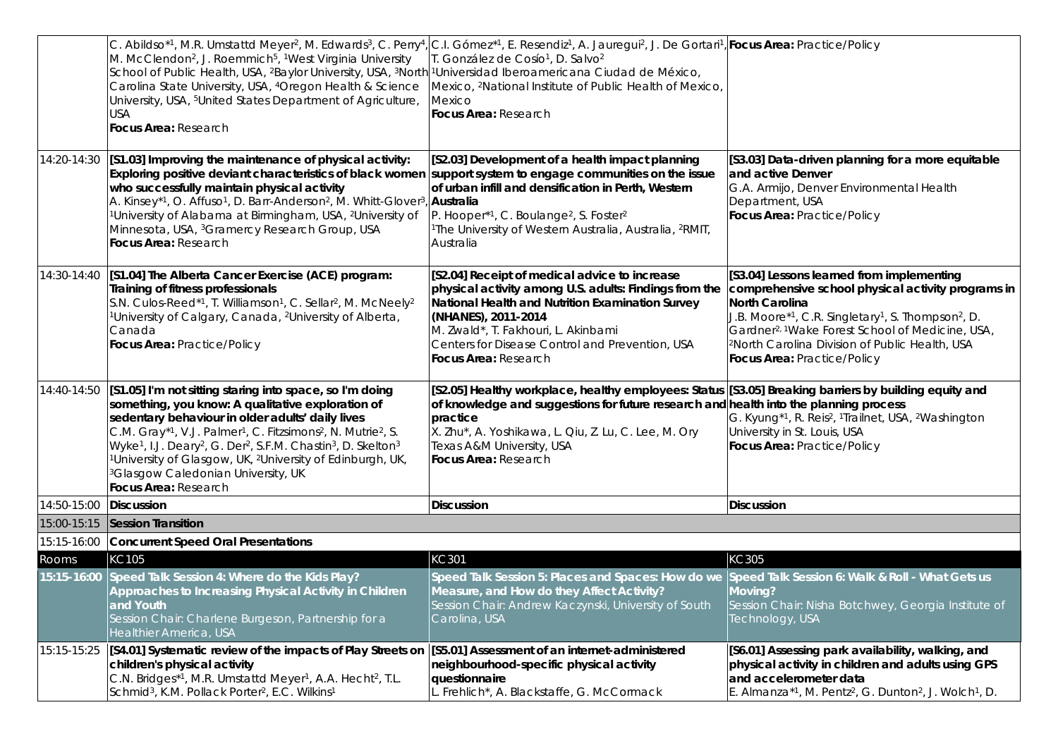| | | | |
|---|---|---|---|
| | C. Abildso*[1], M.R. Umstattd Meyer[2], M. Edwards[3], C. Perry[4], M. McClendon[2], J. Roemmich[5], [1]West Virginia University School of Public Health, USA, [2]Baylor University, USA, [3]North Carolina State University, USA, [4]Oregon Health & Science University, USA, [5]United States Department of Agriculture, USA<br>**Focus Area:** Research | C.I. Gómez*[1], E. Resendiz[1], A. Jauregui[2], J. De Gortari[1], T. González de Cosío[1], D. Salvo[2]<br>[1]Universidad Iberoamericana Ciudad de México, Mexico, [2]National Institute of Public Health of Mexico, Mexico<br>**Focus Area:** Research | **Focus Area:** Practice/Policy |
| 14:20-14:30 | **[S1.03] Improving the maintenance of physical activity: Exploring positive deviant characteristics of black women who successfully maintain physical activity**<br>A. Kinsey*[1], O. Affuso[1], D. Barr-Anderson[2], M. Whitt-Glover[3], [1]University of Alabama at Birmingham, USA, [2]University of Minnesota, USA, [3]Gramercy Research Group, USA<br>**Focus Area:** Research | **[S2.03] Development of a health impact planning support system to engage communities on the issue of urban infill and densification in Perth, Western Australia**<br>P. Hooper*[1], C. Boulange[2], S. Foster[2]<br>[1]The University of Western Australia, Australia, [2]RMIT, Australia | **[S3.03] Data-driven planning for a more equitable and active Denver**<br>G.A. Armijo, Denver Environmental Health Department, USA<br>**Focus Area:** Practice/Policy |
| 14:30-14:40 | **[S1.04] The Alberta Cancer Exercise (ACE) program: Training of fitness professionals**<br>S.N. Culos-Reed*[1], T. Williamson[1], C. Sellar[2], M. McNeely[2]<br>[1]University of Calgary, Canada, [2]University of Alberta, Canada<br>**Focus Area:** Practice/Policy | **[S2.04] Receipt of medical advice to increase physical activity among U.S. adults: Findings from the National Health and Nutrition Examination Survey (NHANES), 2011-2014**<br>M. Zwald*, T. Fakhouri, L. Akinbami<br>Centers for Disease Control and Prevention, USA<br>**Focus Area:** Research | **[S3.04] Lessons learned from implementing comprehensive school physical activity programs in North Carolina**<br>J.B. Moore*[1], C.R. Singletary[1], S. Thompson[2], D. Gardner[2]. [1]Wake Forest School of Medicine, USA, [2]North Carolina Division of Public Health, USA<br>**Focus Area:** Practice/Policy |
| 14:40-14:50 | **[S1.05] I'm not sitting staring into space, so I'm doing something, you know: A qualitative exploration of sedentary behaviour in older adults' daily lives**<br>C.M. Gray*[1], V.J. Palmer[1], C. Fitzsimons[2], N. Mutrie[2], S. Wyke[1], I.J. Deary[2], G. Der[2], S.F.M. Chastin[3], D. Skelton[3]<br>[1]University of Glasgow, UK, [2]University of Edinburgh, UK, [3]Glasgow Caledonian University, UK<br>**Focus Area:** Research | **[S2.05] Healthy workplace, healthy employees: Status of knowledge and suggestions for future research and practice**<br>X. Zhu*, A. Yoshikawa, L. Qiu, Z. Lu, C. Lee, M. Ory<br>Texas A&M University, USA<br>**Focus Area:** Research | **[S3.05] Breaking barriers by building equity and health into the planning process**<br>G. Kyung*[1], R. Reis[2], [1]Trailnet, USA, [2]Washington University in St. Louis, USA<br>**Focus Area:** Practice/Policy |
| 14:50-15:00 | **Discussion** | **Discussion** | **Discussion** |
| 15:00-15:15 | **Session Transition** | | |
| 15:15-16:00 | **Concurrent Speed Oral Presentations** | | |
| Rooms | KC105 | KC301 | KC305 |
| **15:15-16:00** | **Speed Talk Session 4: Where do the Kids Play? Approaches to Increasing Physical Activity in Children and Youth**<br>Session Chair: Charlene Burgeson, Partnership for a Healthier America, USA | **Speed Talk Session 5: Places and Spaces: How do we Measure, and How do they Affect Activity?**<br>Session Chair: Andrew Kaczynski, University of South Carolina, USA | **Speed Talk Session 6: Walk & Roll - What Gets us Moving?**<br>Session Chair: Nisha Botchwey, Georgia Institute of Technology, USA |
| 15:15-15:25 | **[S4.01] Systematic review of the impacts of Play Streets on children's physical activity**<br>C.N. Bridges*[1], M.R. Umstattd Meyer[1], A.A. Hecht[2], T.L. Schmid[3], K.M. Pollack Porter[2], E.C. Wilkins[1] | **[S5.01] Assessment of an internet-administered neighbourhood-specific physical activity questionnaire**<br>L. Frehlich*, A. Blackstaffe, G. McCormack | **[S6.01] Assessing park availability, walking, and physical activity in children and adults using GPS and accelerometer data**<br>E. Almanza*[1], M. Pentz[2], G. Dunton[2], J. Wolch[1], D. |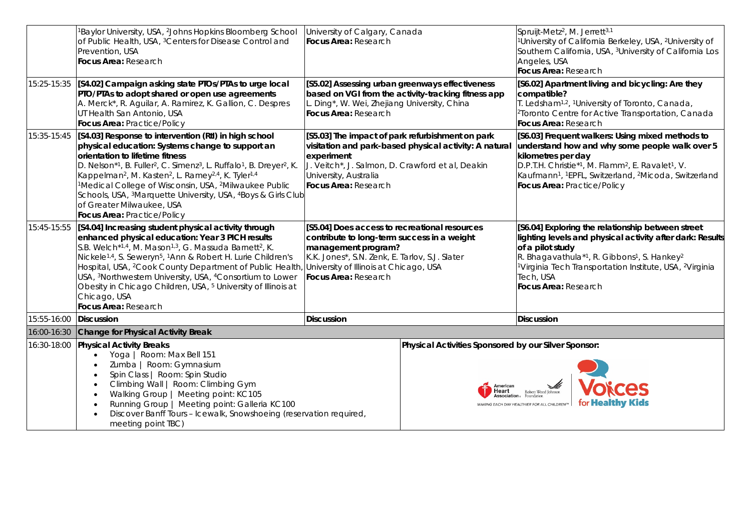| | | | |
|---|---|---|---|
| | [1]Baylor University, USA, [2]Johns Hopkins Bloomberg School of Public Health, USA, [3]Centers for Disease Control and Prevention, USA<br>**Focus Area:** Research | University of Calgary, Canada<br>**Focus Area:** Research | Spruijt-Metz[2], M. Jerrett[3,1]<br>[1]University of California Berkeley, USA, [2]University of Southern California, USA, [3]University of California Los Angeles, USA<br>**Focus Area:** Research |
| 15:25-15:35 | **[S4.02] Campaign asking state PTOs/PTAs to urge local PTO/PTAs to adopt shared or open use agreements**<br>A. Merck*, R. Aguilar, A. Ramirez, K. Gallion, C. Despres<br>UT Health San Antonio, USA<br>**Focus Area:** Practice/Policy | **[S5.02] Assessing urban greenways effectiveness based on VGI from the activity-tracking fitness app**<br>L. Ding*, W. Wei, Zhejiang University, China<br>**Focus Area:** Research | **[S6.02] Apartment living and bicycling: Are they compatible?**<br>T. Ledsham[1,2], [1]University of Toronto, Canada, [2]Toronto Centre for Active Transportation, Canada<br>**Focus Area:** Research |
| 15:35-15:45 | **[S4.03] Response to intervention (RtI) in high school physical education: Systems change to support an orientation to lifetime fitness**<br>D. Nelson*[1], B. Fuller[2], C. Simenz[3], L. Ruffalo[1], B. Dreyer[2], K. Kappelman[2], M. Kasten[2], L. Ramey[2,4], K. Tyler[1,4]<br>[1]Medical College of Wisconsin, USA, [2]Milwaukee Public Schools, USA, [3]Marquette University, USA, [4]Boys & Girls Club of Greater Milwaukee, USA<br>**Focus Area:** Practice/Policy | **[S5.03] The impact of park refurbishment on park visitation and park-based physical activity: A natural experiment**<br>J. Veitch*, J. Salmon, D. Crawford et al, Deakin University, Australia<br>**Focus Area:** Research | **[S6.03] Frequent walkers: Using mixed methods to understand how and why some people walk over 5 kilometres per day**<br>D.P.T.H. Christie*[1], M. Flamm[2], E. Ravalet[1], V. Kaufmann[1], [1]EPFL, Switzerland, [2]Micoda, Switzerland<br>**Focus Area:** Practice/Policy |
| 15:45-15:55 | **[S4.04] Increasing student physical activity through enhanced physical education: Year 3 PICH results**<br>S.B. Welch*[1,4], M. Mason[1,3], G. Massuda Barnett[2], K. Nickele[1,4], S. Seweryn[5], [1]Ann & Robert H. Lurie Children's Hospital, USA, [2]Cook County Department of Public Health, USA, [3]Northwestern University, USA, [4]Consortium to Lower Obesity in Chicago Children, USA, [5] University of Illinois at Chicago, USA<br>**Focus Area:** Research | **[S5.04] Does access to recreational resources contribute to long-term success in a weight management program?**<br>K.K. Jones*, S.N. Zenk, E. Tarlov, S.J. Slater<br>University of Illinois at Chicago, USA<br>**Focus Area:** Research | **[S6.04] Exploring the relationship between street lighting levels and physical activity after dark: Results of a pilot study**<br>R. Bhagavathula*[1], R. Gibbons[1], S. Hankey[2]<br>[1]Virginia Tech Transportation Institute, USA, [2]Virginia Tech, USA<br>**Focus Area:** Research |
| 15:55-16:00 | **Discussion** | **Discussion** | **Discussion** |
| 16:00-16:30 | **Change for Physical Activity Break** | | |
| 16:30-18:00 | **Physical Activity Breaks**<br>• Yoga \| Room: Max Bell 151<br>• Zumba \| Room: Gymnasium<br>• Spin Class \| Room: Spin Studio<br>• Climbing Wall \| Room: Climbing Gym<br>• Walking Group \| Meeting point: KC105<br>• Running Group \| Meeting point: Galleria KC100<br>• Discover Banff Tours – Icewalk, Snowshoeing (reservation required, meeting point TBC) | **Physical Activities Sponsored by our Silver Sponsor:**<br>American Heart Association / Robert Wood Johnson Foundation — Voices for Healthy Kids | |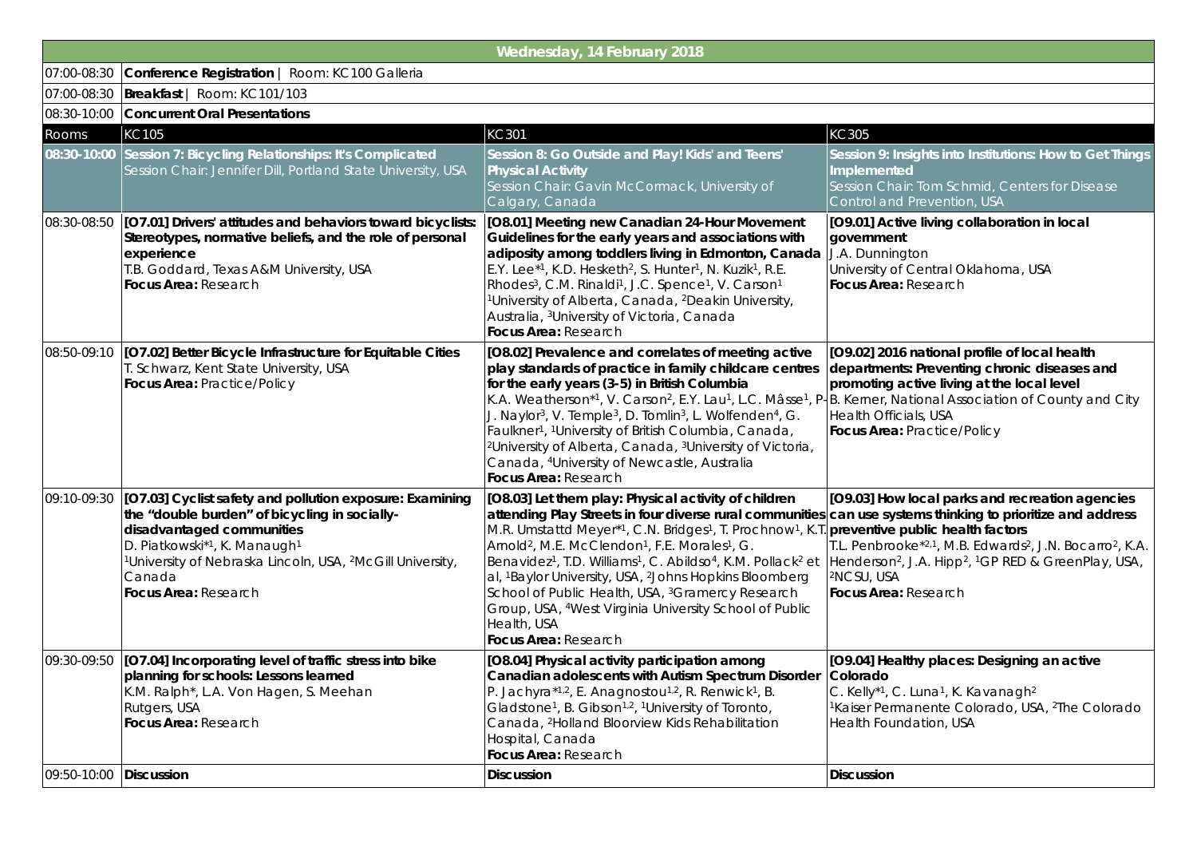| Wednesday, 14 February 2018 | | | |
|---|---|---|---|
| 07:00-08:30 | **Conference Registration** \| Room: KC100 Galleria | | |
| 07:00-08:30 | **Breakfast** \| Room: KC101/103 | | |
| 08:30-10:00 | **Concurrent Oral Presentations** | | |
| Rooms | KC105 | KC301 | KC305 |
| **08:30-10:00** | **Session 7: Bicycling Relationships: It's Complicated**<br>Session Chair: Jennifer Dill, Portland State University, USA | **Session 8: Go Outside and Play! Kids' and Teens' Physical Activity**<br>Session Chair: Gavin McCormack, University of Calgary, Canada | **Session 9: Insights into Institutions: How to Get Things Implemented**<br>Session Chair: Tom Schmid, Centers for Disease Control and Prevention, USA |
| 08:30-08:50 | **[O7.01] Drivers' attitudes and behaviors toward bicyclists: Stereotypes, normative beliefs, and the role of personal experience**<br>T.B. Goddard, Texas A&M University, USA<br>**Focus Area:** Research | **[O8.01] Meeting new Canadian 24-Hour Movement Guidelines for the early years and associations with adiposity among toddlers living in Edmonton, Canada**<br>E.Y. Lee*[1], K.D. Hesketh[2], S. Hunter[1], N. Kuzik[1], R.E. Rhodes[3], C.M. Rinaldi[1], J.C. Spence[1], V. Carson[1]<br>[1]University of Alberta, Canada, [2]Deakin University, Australia, [3]University of Victoria, Canada<br>**Focus Area:** Research | **[O9.01] Active living collaboration in local government**<br>J.A. Dunnington<br>University of Central Oklahoma, USA<br>**Focus Area:** Research |
| 08:50-09:10 | **[O7.02] Better Bicycle Infrastructure for Equitable Cities**<br>T. Schwarz, Kent State University, USA<br>**Focus Area:** Practice/Policy | **[O8.02] Prevalence and correlates of meeting active play standards of practice in family childcare centres for the early years (3-5) in British Columbia**<br>K.A. Weatherson*[1], V. Carson[2], E.Y. Lau[1], L.C. Mâsse[1], P-J. Naylor[3], V. Temple[3], D. Tomlin[3], L. Wolfenden[4], G. Faulkner[1], [1]University of British Columbia, Canada, [2]University of Alberta, Canada, [3]University of Victoria, Canada, [4]University of Newcastle, Australia<br>**Focus Area:** Research | **[O9.02] 2016 national profile of local health departments: Preventing chronic diseases and promoting active living at the local level**<br>B. Kerner, National Association of County and City Health Officials, USA<br>**Focus Area:** Practice/Policy |
| 09:10-09:30 | **[O7.03] Cyclist safety and pollution exposure: Examining the "double burden" of bicycling in socially-disadvantaged communities**<br>D. Piatkowski*[1], K. Manaugh[1]<br>[1]University of Nebraska Lincoln, USA, [2]McGill University, Canada<br>**Focus Area:** Research | **[O8.03] Let them play: Physical activity of children attending Play Streets in four diverse rural communities**<br>M.R. Umstattd Meyer*[1], C.N. Bridges[1], T. Prochnow[1], K.T. Arnold[2], M.E. McClendon[1], F.E. Morales[1], G. Benavidez[1], T.D. Williams[1], C. Abildso[4], K.M. Pollack[2] et al, [1]Baylor University, USA, [2]Johns Hopkins Bloomberg School of Public Health, USA, [3]Gramercy Research Group, USA, [4]West Virginia University School of Public Health, USA<br>**Focus Area:** Research | **[O9.03] How local parks and recreation agencies can use systems thinking to prioritize and address preventive public health factors**<br>T.L. Penbrooke*[2,1], M.B. Edwards[2], J.N. Bocarro[2], K.A. Henderson[2], J.A. Hipp[2], [1]GP RED & GreenPlay, USA, [2]NCSU, USA<br>**Focus Area:** Research |
| 09:30-09:50 | **[O7.04] Incorporating level of traffic stress into bike planning for schools: Lessons learned**<br>K.M. Ralph*, L.A. Von Hagen, S. Meehan<br>Rutgers, USA<br>**Focus Area:** Research | **[O8.04] Physical activity participation among Canadian adolescents with Autism Spectrum Disorder**<br>P. Jachyra*[1,2], E. Anagnostou[1,2], R. Renwick[1], B. Gladstone[1], B. Gibson[1,2], [1]University of Toronto, Canada, [2]Holland Bloorview Kids Rehabilitation Hospital, Canada<br>**Focus Area:** Research | **[O9.04] Healthy places: Designing an active Colorado**<br>C. Kelly*[1], C. Luna[1], K. Kavanagh[2]<br>[1]Kaiser Permanente Colorado, USA, [2]The Colorado Health Foundation, USA |
| 09:50-10:00 | **Discussion** | **Discussion** | **Discussion** |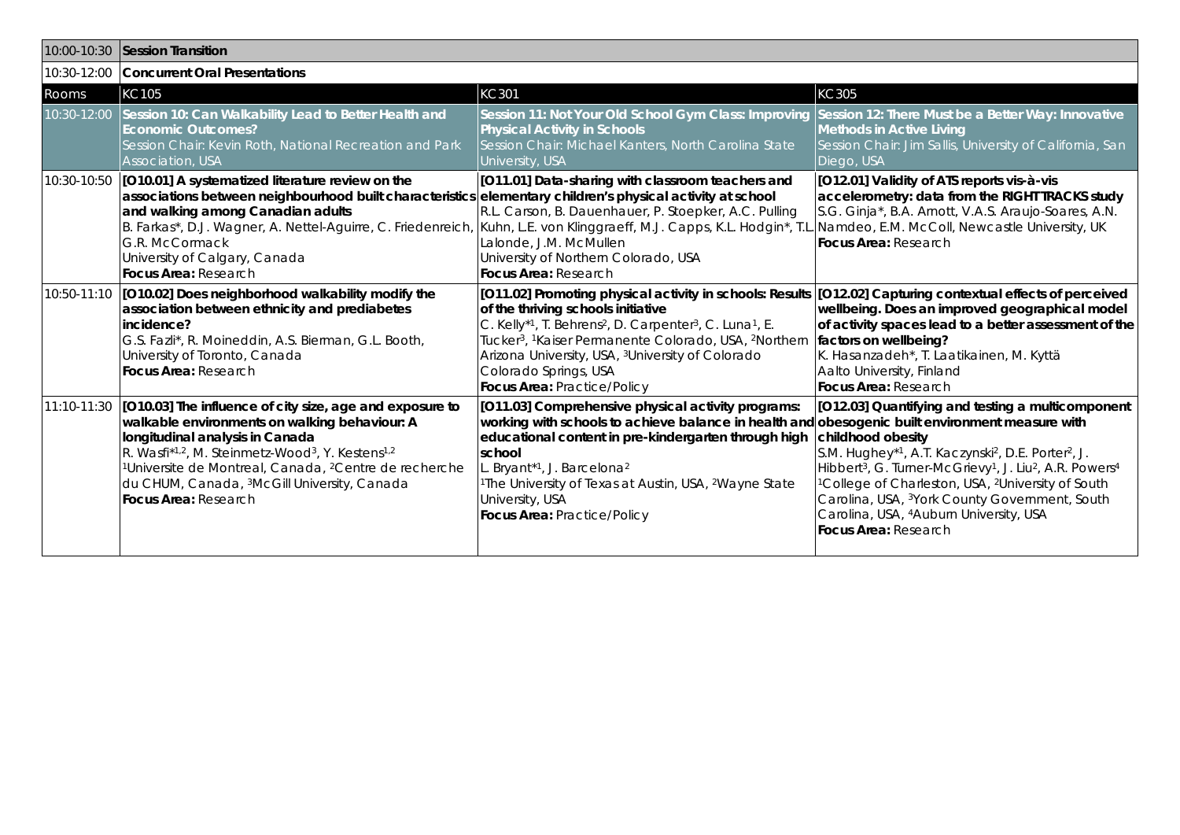| 10:00-10:30 | **Session Transition** | | |
|---|---|---|---|
| 10:30-12:00 | **Concurrent Oral Presentations** | | |
| Rooms | KC105 | KC301 | KC305 |
| 10:30-12:00 | **Session 10: Can Walkability Lead to Better Health and Economic Outcomes?** Session Chair: Kevin Roth, National Recreation and Park Association, USA | **Session 11: Not Your Old School Gym Class: Improving Physical Activity in Schools** Session Chair: Michael Kanters, North Carolina State University, USA | **Session 12: There Must be a Better Way: Innovative Methods in Active Living** Session Chair: Jim Sallis, University of California, San Diego, USA |
| 10:30-10:50 | **[O10.01] A systematized literature review on the associations between neighbourhood built characteristics and walking among Canadian adults** B. Farkas*, D.J. Wagner, A. Nettel-Aguirre, C. Friedenreich, G.R. McCormack University of Calgary, Canada **Focus Area:** Research | **[O11.01] Data-sharing with classroom teachers and elementary children's physical activity at school** R.L. Carson, B. Dauenhauer, P. Stoepker, A.C. Pulling Kuhn, L.E. von Klinggraeff, M.J. Capps, K.L. Hodgin*, T.L. Lalonde, J.M. McMullen University of Northern Colorado, USA **Focus Area:** Research | **[O12.01] Validity of ATS reports vis-à-vis accelerometry: data from the RIGHTTRACKS study** S.G. Ginja*, B.A. Arnott, V.A.S. Araujo-Soares, A.N. Namdeo, E.M. McColl, Newcastle University, UK **Focus Area:** Research |
| 10:50-11:10 | **[O10.02] Does neighborhood walkability modify the association between ethnicity and prediabetes incidence?** G.S. Fazli*, R. Moineddin, A.S. Bierman, G.L. Booth, University of Toronto, Canada **Focus Area:** Research | **[O11.02] Promoting physical activity in schools: Results of the thriving schools initiative** C. Kelly*[1], T. Behrens[2], D. Carpenter[3], C. Luna[1], E. Tucker[3], [1]Kaiser Permanente Colorado, USA, [2]Northern Arizona University, USA, [3]University of Colorado Colorado Springs, USA **Focus Area:** Practice/Policy | **[O12.02] Capturing contextual effects of perceived wellbeing. Does an improved geographical model of activity spaces lead to a better assessment of the factors on wellbeing?** K. Hasanzadeh*, T. Laatikainen, M. Kyttä Aalto University, Finland **Focus Area:** Research |
| 11:10-11:30 | **[O10.03] The influence of city size, age and exposure to walkable environments on walking behaviour: A longitudinal analysis in Canada** R. Wasfi*[1,2], M. Steinmetz-Wood[3], Y. Kestens[1,2] [1]Universite de Montreal, Canada, [2]Centre de recherche du CHUM, Canada, [3]McGill University, Canada **Focus Area:** Research | **[O11.03] Comprehensive physical activity programs: working with schools to achieve balance in health and educational content in pre-kindergarten through high school** L. Bryant*[1], J. Barcelona[2] [1]The University of Texas at Austin, USA, [2]Wayne State University, USA **Focus Area:** Practice/Policy | **[O12.03] Quantifying and testing a multicomponent obesogenic built environment measure with childhood obesity** S.M. Hughey*[1], A.T. Kaczynski[2], D.E. Porter[2], J. Hibbert[3], G. Turner-McGrievy[1], J. Liu[2], A.R. Powers[4] [1]College of Charleston, USA, [2]University of South Carolina, USA, [3]York County Government, South Carolina, USA, [4]Auburn University, USA **Focus Area:** Research |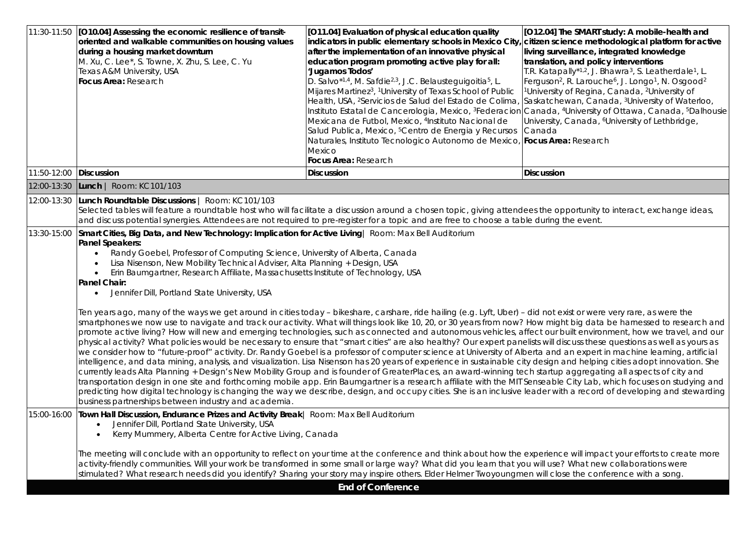| | | | |
|---|---|---|---|
| 11:30-11:50 | **[O10.04] Assessing the economic resilience of transit-oriented and walkable communities on housing values during a housing market downturn**<br>M. Xu, C. Lee*, S. Towne, X. Zhu, S. Lee, C. Yu<br>Texas A&M University, USA<br>**Focus Area:** Research | **[O11.04] Evaluation of physical education quality indicators in public elementary schools in Mexico City, after the implementation of an innovative physical education program promoting active play for all: 'Jugamos Todos'**<br>D. Salvo*[1,4], M. Safdie[2,3], J.C. Belausteguigoitia[5], L. Mijares Martinez[3], [1]University of Texas School of Public Health, USA, [2]Servicios de Salud del Estado de Colima, Instituto Estatal de Cancerologia, Mexico, [3]Federacion Mexicana de Futbol, Mexico, [4]Instituto Nacional de Salud Publica, Mexico, [5]Centro de Energia y Recursos Naturales, Instituto Tecnologico Autonomo de Mexico, Mexico<br>**Focus Area:** Research | **[O12.04] The SMART study: A mobile-health and citizen science methodological platform for active living surveillance, integrated knowledge translation, and policy interventions**<br>T.R. Katapally*[1,2], J. Bhawra[3], S. Leatherdale[1], L. Ferguson[2], R. Larouche[6], J. Longo[1], N. Osgood[2]<br>[1]University of Regina, Canada, [2]University of Saskatchewan, Canada, [3]University of Waterloo, Canada, [4]University of Ottawa, Canada, [5]Dalhousie University, Canada, [6]University of Lethbridge, Canada<br>**Focus Area:** Research |
| 11:50-12:00 | **Discussion** | **Discussion** | **Discussion** |
| 12:00-13:30 | **Lunch** \| Room: KC101/103 | | |
| 12:00-13:30 | **Lunch Roundtable Discussions** \| Room: KC101/103<br>Selected tables will feature a roundtable host who will facilitate a discussion around a chosen topic, giving attendees the opportunity to interact, exchange ideas, and discuss potential synergies. Attendees are not required to pre-register for a topic and are free to choose a table during the event. | | |
| 13:30-15:00 | **Smart Cities, Big Data, and New Technology: Implication for Active Living**\| Room: Max Bell Auditorium<br>**Panel Speakers:**<br>• Randy Goebel, Professor of Computing Science, University of Alberta, Canada<br>• Lisa Nisenson, New Mobility Technical Adviser, Alta Planning + Design, USA<br>• Erin Baumgartner, Research Affiliate, Massachusetts Institute of Technology, USA<br>**Panel Chair:**<br>• Jennifer Dill, Portland State University, USA<br><br>Ten years ago, many of the ways we get around in cities today – bikeshare, carshare, ride hailing (e.g. Lyft, Uber) – did not exist or were very rare, as were the smartphones we now use to navigate and track our activity. What will things look like 10, 20, or 30 years from now? How might big data be harnessed to research and promote active living? How will new and emerging technologies, such as connected and autonomous vehicles, affect our built environment, how we travel, and our physical activity? What policies would be necessary to ensure that "smart cities" are also healthy? Our expert panelists will discuss these questions as well as yours as we consider how to "future-proof" activity. Dr. Randy Goebel is a professor of computer science at University of Alberta and an expert in machine learning, artificial intelligence, and data mining, analysis, and visualization. Lisa Nisenson has 20 years of experience in sustainable city design and helping cities adopt innovation. She currently leads Alta Planning + Design's New Mobility Group and is founder of GreaterPlaces, an award-winning tech startup aggregating all aspects of city and transportation design in one site and forthcoming mobile app. Erin Baumgartner is a research affiliate with the MIT Senseable City Lab, which focuses on studying and predicting how digital technology is changing the way we describe, design, and occupy cities. She is an inclusive leader with a record of developing and stewarding business partnerships between industry and academia. | | |
| 15:00-16:00 | **Town Hall Discussion, Endurance Prizes and Activity Break**\| Room: Max Bell Auditorium<br>• Jennifer Dill, Portland State University, USA<br>• Kerry Mummery, Alberta Centre for Active Living, Canada<br><br>The meeting will conclude with an opportunity to reflect on your time at the conference and think about how the experience will impact your efforts to create more activity-friendly communities. Will your work be transformed in some small or large way? What did you learn that you will use? What new collaborations were stimulated? What research needs did you identify? Sharing your story may inspire others. Elder Helmer Twoyoungmen will close the conference with a song. | | |
| **End of Conference** | | | |